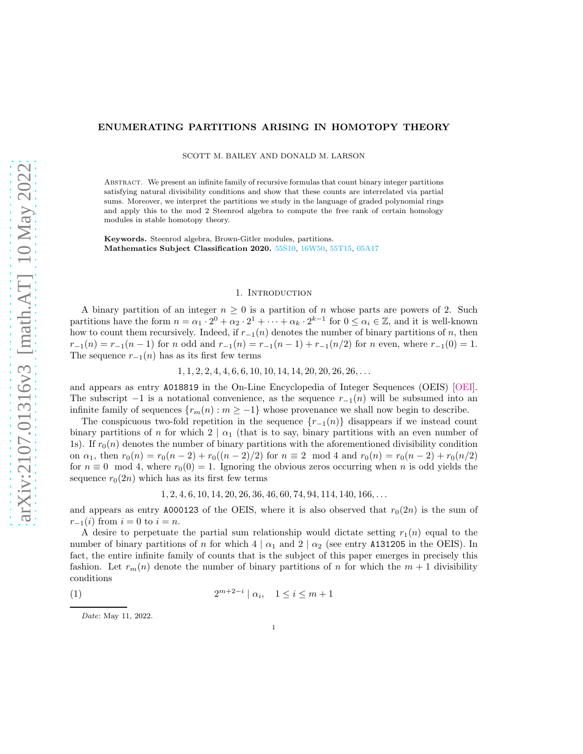# ENUMERATING PARTITIONS ARISING IN HOMOTOPY THEORY

SCOTT M. BAILEY AND DONALD M. LARSON

Abstract. We present an infinite family of recursive formulas that count binary integer partitions satisfying natural divisibility conditions and show that these counts are interrelated via partial sums. Moreover, we interpret the partitions we study in the language of graded polynomial rings and apply this to the mod 2 Steenrod algebra to compute the free rank of certain homology modules in stable homotopy theory.

**Keywords.** Steenrod algebra, Brown-Gitler modules, partitions.
**Mathematics Subject Classification 2020.** 55S10, 16W50, 55T15, 05A17

## 1. Introduction

A binary partition of an integer $n \geq 0$ is a partition of $n$ whose parts are powers of 2. Such partitions have the form $n = \alpha_1 \cdot 2^0 + \alpha_2 \cdot 2^1 + \cdots + \alpha_k \cdot 2^{k-1}$ for $0 \leq \alpha_i \in \mathbb{Z}$, and it is well-known how to count them recursively. Indeed, if $r_{-1}(n)$ denotes the number of binary partitions of $n$, then $r_{-1}(n) = r_{-1}(n-1)$ for $n$ odd and $r_{-1}(n) = r_{-1}(n-1) + r_{-1}(n/2)$ for $n$ even, where $r_{-1}(0) = 1$. The sequence $r_{-1}(n)$ has as its first few terms

$$1, 1, 2, 2, 4, 4, 6, 6, 10, 10, 14, 14, 20, 20, 26, 26, \ldots$$

and appears as entry A018819 in the On-Line Encyclopedia of Integer Sequences (OEIS) [OEI]. The subscript $-1$ is a notational convenience, as the sequence $r_{-1}(n)$ will be subsumed into an infinite family of sequences $\{r_m(n) : m \geq -1\}$ whose provenance we shall now begin to describe.

The conspicuous two-fold repetition in the sequence $\{r_{-1}(n)\}$ disappears if we instead count binary partitions of $n$ for which $2 \mid \alpha_1$ (that is to say, binary partitions with an even number of 1s). If $r_0(n)$ denotes the number of binary partitions with the aforementioned divisibility condition on $\alpha_1$, then $r_0(n) = r_0(n-2) + r_0((n-2)/2)$ for $n \equiv 2 \mod 4$ and $r_0(n) = r_0(n-2) + r_0(n/2)$ for $n \equiv 0 \mod 4$, where $r_0(0) = 1$. Ignoring the obvious zeros occurring when $n$ is odd yields the sequence $r_0(2n)$ which has as its first few terms

$$1, 2, 4, 6, 10, 14, 20, 26, 36, 46, 60, 74, 94, 114, 140, 166, \ldots$$

and appears as entry A000123 of the OEIS, where it is also observed that $r_0(2n)$ is the sum of $r_{-1}(i)$ from $i = 0$ to $i = n$.

A desire to perpetuate the partial sum relationship would dictate setting $r_1(n)$ equal to the number of binary partitions of $n$ for which $4 \mid \alpha_1$ and $2 \mid \alpha_2$ (see entry A131205 in the OEIS). In fact, the entire infinite family of counts that is the subject of this paper emerges in precisely this fashion. Let $r_m(n)$ denote the number of binary partitions of $n$ for which the $m+1$ divisibility conditions

$$(1) \qquad 2^{m+2-i} \mid \alpha_i, \quad 1 \leq i \leq m+1$$

*Date*: May 11, 2022.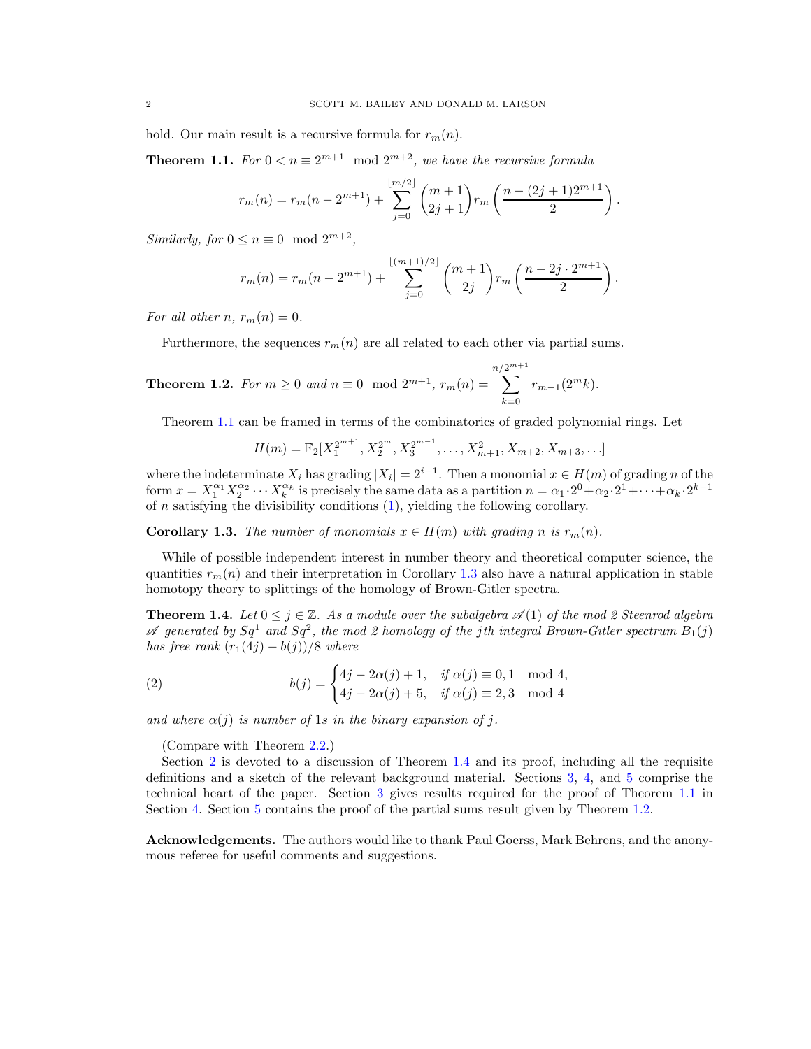hold. Our main result is a recursive formula for $r_m(n)$.

**Theorem 1.1.** *For $0 < n \equiv 2^{m+1} \mod 2^{m+2}$, we have the recursive formula*

$$r_m(n) = r_m(n - 2^{m+1}) + \sum_{j=0}^{\lfloor m/2 \rfloor} \binom{m+1}{2j+1} r_m\left(\frac{n - (2j+1)2^{m+1}}{2}\right).$$

*Similarly, for $0 \leq n \equiv 0 \mod 2^{m+2}$,*

$$r_m(n) = r_m(n - 2^{m+1}) + \sum_{j=0}^{\lfloor (m+1)/2 \rfloor} \binom{m+1}{2j} r_m\left(\frac{n - 2j \cdot 2^{m+1}}{2}\right).$$

*For all other $n$, $r_m(n) = 0$.*

Furthermore, the sequences $r_m(n)$ are all related to each other via partial sums.

**Theorem 1.2.** *For $m \geq 0$ and $n \equiv 0 \mod 2^{m+1}$, $r_m(n) = \sum_{k=0}^{n/2^{m+1}} r_{m-1}(2^m k)$.*

Theorem 1.1 can be framed in terms of the combinatorics of graded polynomial rings. Let

$$H(m) = \mathbb{F}_2[X_1^{2^{m+1}}, X_2^{2^m}, X_3^{2^{m-1}}, \dots, X_{m+1}^2, X_{m+2}, X_{m+3}, \dots]$$

where the indeterminate $X_i$ has grading $|X_i| = 2^{i-1}$. Then a monomial $x \in H(m)$ of grading $n$ of the form $x = X_1^{\alpha_1} X_2^{\alpha_2} \cdots X_k^{\alpha_k}$ is precisely the same data as a partition $n = \alpha_1 \cdot 2^0 + \alpha_2 \cdot 2^1 + \dots + \alpha_k \cdot 2^{k-1}$ of $n$ satisfying the divisibility conditions (1), yielding the following corollary.

**Corollary 1.3.** *The number of monomials $x \in H(m)$ with grading $n$ is $r_m(n)$.*

While of possible independent interest in number theory and theoretical computer science, the quantities $r_m(n)$ and their interpretation in Corollary 1.3 also have a natural application in stable homotopy theory to splittings of the homology of Brown-Gitler spectra.

**Theorem 1.4.** *Let $0 \leq j \in \mathbb{Z}$. As a module over the subalgebra $\mathscr{A}(1)$ of the mod 2 Steenrod algebra $\mathscr{A}$ generated by $Sq^1$ and $Sq^2$, the mod 2 homology of the $j$th integral Brown-Gitler spectrum $B_1(j)$ has free rank $(r_1(4j) - b(j))/8$ where*

$$b(j) = \begin{cases} 4j - 2\alpha(j) + 1, & \text{if } \alpha(j) \equiv 0, 1 \mod 4, \\ 4j - 2\alpha(j) + 5, & \text{if } \alpha(j) \equiv 2, 3 \mod 4 \end{cases} \tag{2}$$

*and where $\alpha(j)$ is number of 1s in the binary expansion of $j$.*

(Compare with Theorem 2.2.)

Section 2 is devoted to a discussion of Theorem 1.4 and its proof, including all the requisite definitions and a sketch of the relevant background material. Sections 3, 4, and 5 comprise the technical heart of the paper. Section 3 gives results required for the proof of Theorem 1.1 in Section 4. Section 5 contains the proof of the partial sums result given by Theorem 1.2.

**Acknowledgements.** The authors would like to thank Paul Goerss, Mark Behrens, and the anonymous referee for useful comments and suggestions.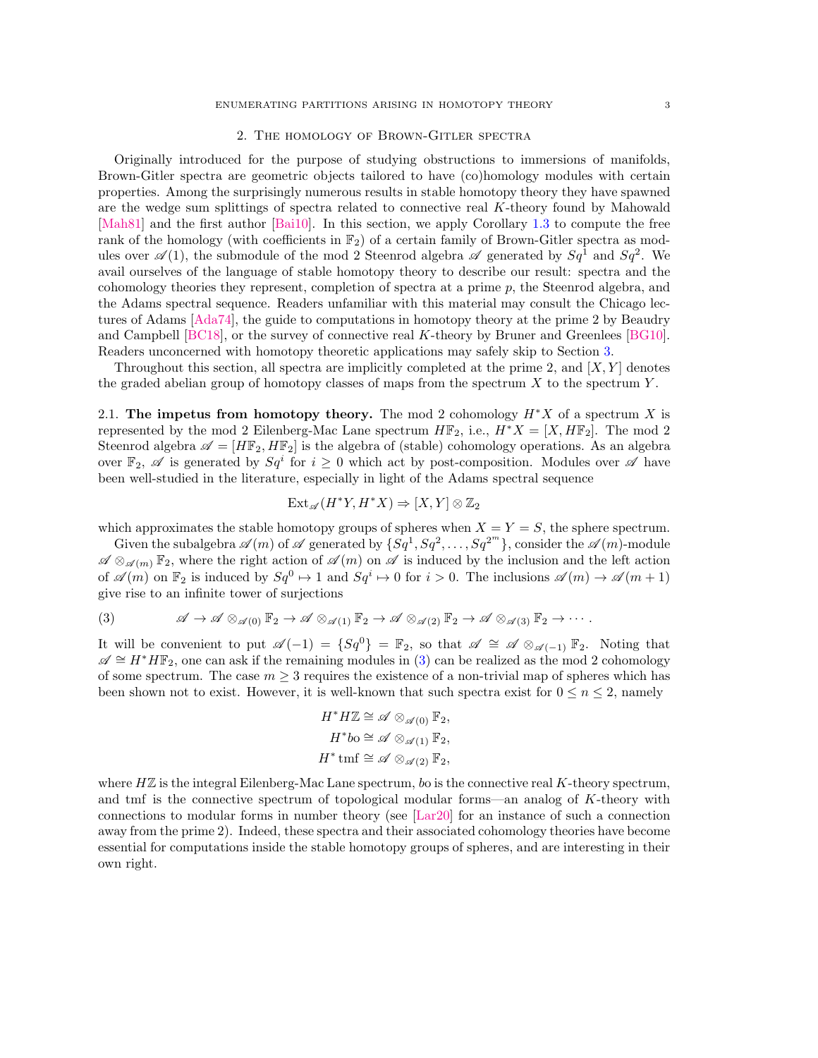## 2. The homology of Brown-Gitler spectra

Originally introduced for the purpose of studying obstructions to immersions of manifolds, Brown-Gitler spectra are geometric objects tailored to have (co)homology modules with certain properties. Among the surprisingly numerous results in stable homotopy theory they have spawned are the wedge sum splittings of spectra related to connective real $K$-theory found by Mahowald [Mah81] and the first author [Bai10]. In this section, we apply Corollary 1.3 to compute the free rank of the homology (with coefficients in $\mathbb{F}_2$) of a certain family of Brown-Gitler spectra as modules over $\mathscr{A}(1)$, the submodule of the mod 2 Steenrod algebra $\mathscr{A}$ generated by $Sq^1$ and $Sq^2$. We avail ourselves of the language of stable homotopy theory to describe our result: spectra and the cohomology theories they represent, completion of spectra at a prime $p$, the Steenrod algebra, and the Adams spectral sequence. Readers unfamiliar with this material may consult the Chicago lectures of Adams [Ada74], the guide to computations in homotopy theory at the prime 2 by Beaudry and Campbell [BC18], or the survey of connective real $K$-theory by Bruner and Greenlees [BG10]. Readers unconcerned with homotopy theoretic applications may safely skip to Section 3.

Throughout this section, all spectra are implicitly completed at the prime 2, and $[X, Y]$ denotes the graded abelian group of homotopy classes of maps from the spectrum $X$ to the spectrum $Y$.

2.1. **The impetus from homotopy theory.** The mod 2 cohomology $H^*X$ of a spectrum $X$ is represented by the mod 2 Eilenberg-Mac Lane spectrum $H\mathbb{F}_2$, i.e., $H^*X = [X, H\mathbb{F}_2]$. The mod 2 Steenrod algebra $\mathscr{A} = [H\mathbb{F}_2, H\mathbb{F}_2]$ is the algebra of (stable) cohomology operations. As an algebra over $\mathbb{F}_2$, $\mathscr{A}$ is generated by $Sq^i$ for $i \geq 0$ which act by post-composition. Modules over $\mathscr{A}$ have been well-studied in the literature, especially in light of the Adams spectral sequence

$$\mathrm{Ext}_{\mathscr{A}}(H^*Y, H^*X) \Rightarrow [X, Y] \otimes \mathbb{Z}_2$$

which approximates the stable homotopy groups of spheres when $X = Y = S$, the sphere spectrum.

Given the subalgebra $\mathscr{A}(m)$ of $\mathscr{A}$ generated by $\{Sq^1, Sq^2, \ldots, Sq^{2^m}\}$, consider the $\mathscr{A}(m)$-module $\mathscr{A} \otimes_{\mathscr{A}(m)} \mathbb{F}_2$, where the right action of $\mathscr{A}(m)$ on $\mathscr{A}$ is induced by the inclusion and the left action of $\mathscr{A}(m)$ on $\mathbb{F}_2$ is induced by $Sq^0 \mapsto 1$ and $Sq^i \mapsto 0$ for $i > 0$. The inclusions $\mathscr{A}(m) \to \mathscr{A}(m+1)$ give rise to an infinite tower of surjections

$$\mathscr{A} \to \mathscr{A} \otimes_{\mathscr{A}(0)} \mathbb{F}_2 \to \mathscr{A} \otimes_{\mathscr{A}(1)} \mathbb{F}_2 \to \mathscr{A} \otimes_{\mathscr{A}(2)} \mathbb{F}_2 \to \mathscr{A} \otimes_{\mathscr{A}(3)} \mathbb{F}_2 \to \cdots. \tag{3}$$

It will be convenient to put $\mathscr{A}(-1) = \{Sq^0\} = \mathbb{F}_2$, so that $\mathscr{A} \cong \mathscr{A} \otimes_{\mathscr{A}(-1)} \mathbb{F}_2$. Noting that $\mathscr{A} \cong H^*H\mathbb{F}_2$, one can ask if the remaining modules in (3) can be realized as the mod 2 cohomology of some spectrum. The case $m \geq 3$ requires the existence of a non-trivial map of spheres which has been shown not to exist. However, it is well-known that such spectra exist for $0 \leq n \leq 2$, namely

$$H^*H\mathbb{Z} \cong \mathscr{A} \otimes_{\mathscr{A}(0)} \mathbb{F}_2,$$
$$H^*bo \cong \mathscr{A} \otimes_{\mathscr{A}(1)} \mathbb{F}_2,$$
$$H^*\mathrm{tmf} \cong \mathscr{A} \otimes_{\mathscr{A}(2)} \mathbb{F}_2,$$

where $H\mathbb{Z}$ is the integral Eilenberg-Mac Lane spectrum, $bo$ is the connective real $K$-theory spectrum, and tmf is the connective spectrum of topological modular forms—an analog of $K$-theory with connections to modular forms in number theory (see [Lar20] for an instance of such a connection away from the prime 2). Indeed, these spectra and their associated cohomology theories have become essential for computations inside the stable homotopy groups of spheres, and are interesting in their own right.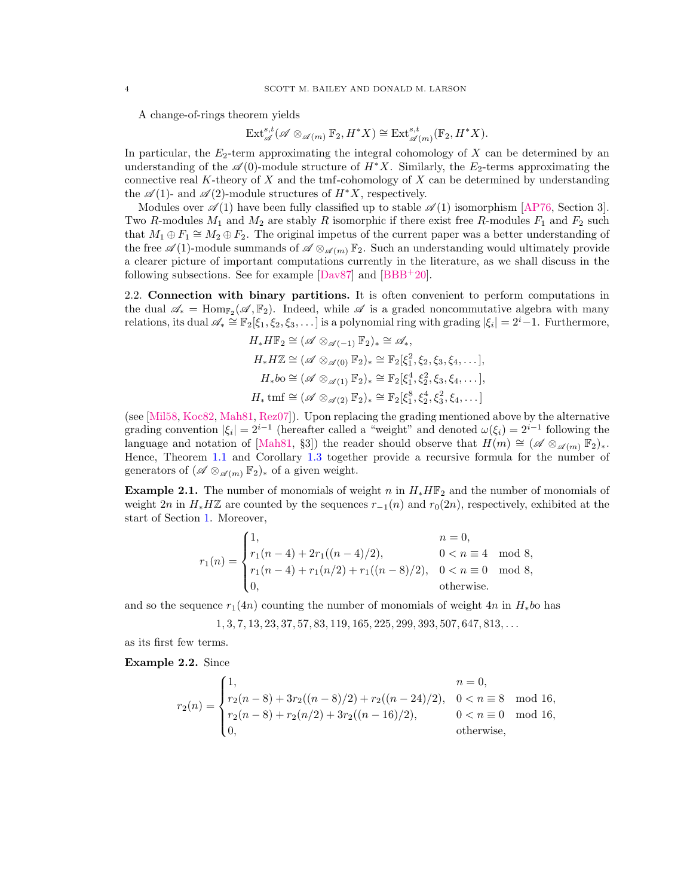A change-of-rings theorem yields

$$\mathrm{Ext}^{s,t}_{\mathscr{A}}(\mathscr{A}\otimes_{\mathscr{A}(m)}\mathbb{F}_2, H^*X)\cong \mathrm{Ext}^{s,t}_{\mathscr{A}(m)}(\mathbb{F}_2, H^*X).$$

In particular, the $E_2$-term approximating the integral cohomology of $X$ can be determined by an understanding of the $\mathscr{A}(0)$-module structure of $H^*X$. Similarly, the $E_2$-terms approximating the connective real $K$-theory of $X$ and the tmf-cohomology of $X$ can be determined by understanding the $\mathscr{A}(1)$- and $\mathscr{A}(2)$-module structures of $H^*X$, respectively.

Modules over $\mathscr{A}(1)$ have been fully classified up to stable $\mathscr{A}(1)$ isomorphism [AP76, Section 3]. Two $R$-modules $M_1$ and $M_2$ are stably $R$ isomorphic if there exist free $R$-modules $F_1$ and $F_2$ such that $M_1\oplus F_1\cong M_2\oplus F_2$. The original impetus of the current paper was a better understanding of the free $\mathscr{A}(1)$-module summands of $\mathscr{A}\otimes_{\mathscr{A}(m)}\mathbb{F}_2$. Such an understanding would ultimately provide a clearer picture of important computations currently in the literature, as we shall discuss in the following subsections. See for example [Dav87] and [BBB+20].

2.2. **Connection with binary partitions.** It is often convenient to perform computations in the dual $\mathscr{A}_*=\mathrm{Hom}_{\mathbb{F}_2}(\mathscr{A},\mathbb{F}_2)$. Indeed, while $\mathscr{A}$ is a graded noncommutative algebra with many relations, its dual $\mathscr{A}_*\cong\mathbb{F}_2[\xi_1,\xi_2,\xi_3,\dots]$ is a polynomial ring with grading $|\xi_i|=2^i-1$. Furthermore,

$$\begin{aligned}
H_*H\mathbb{F}_2&\cong(\mathscr{A}\otimes_{\mathscr{A}(-1)}\mathbb{F}_2)_*\cong\mathscr{A}_*,\\
H_*H\mathbb{Z}&\cong(\mathscr{A}\otimes_{\mathscr{A}(0)}\mathbb{F}_2)_*\cong\mathbb{F}_2[\xi_1^2,\xi_2,\xi_3,\xi_4,\dots],\\
H_*bo&\cong(\mathscr{A}\otimes_{\mathscr{A}(1)}\mathbb{F}_2)_*\cong\mathbb{F}_2[\xi_1^4,\xi_2^2,\xi_3,\xi_4,\dots],\\
H_*\,\mathrm{tmf}&\cong(\mathscr{A}\otimes_{\mathscr{A}(2)}\mathbb{F}_2)_*\cong\mathbb{F}_2[\xi_1^8,\xi_2^4,\xi_3^2,\xi_4,\dots]
\end{aligned}$$

(see [Mil58, Koc82, Mah81, Rez07]). Upon replacing the grading mentioned above by the alternative grading convention $|\xi_i|=2^{i-1}$ (hereafter called a "weight" and denoted $\omega(\xi_i)=2^{i-1}$ following the language and notation of [Mah81, §3]) the reader should observe that $H(m)\cong(\mathscr{A}\otimes_{\mathscr{A}(m)}\mathbb{F}_2)_*$. Hence, Theorem 1.1 and Corollary 1.3 together provide a recursive formula for the number of generators of $(\mathscr{A}\otimes_{\mathscr{A}(m)}\mathbb{F}_2)_*$ of a given weight.

**Example 2.1.** The number of monomials of weight $n$ in $H_*H\mathbb{F}_2$ and the number of monomials of weight $2n$ in $H_*H\mathbb{Z}$ are counted by the sequences $r_{-1}(n)$ and $r_0(2n)$, respectively, exhibited at the start of Section 1. Moreover,

$$r_1(n)=\begin{cases}1, & n=0,\\ r_1(n-4)+2r_1((n-4)/2), & 0<n\equiv 4 \mod 8,\\ r_1(n-4)+r_1(n/2)+r_1((n-8)/2), & 0<n\equiv 0 \mod 8,\\ 0, & \text{otherwise.}\end{cases}$$

and so the sequence $r_1(4n)$ counting the number of monomials of weight $4n$ in $H_*bo$ has

$$1,3,7,13,23,37,57,83,119,165,225,299,393,507,647,813,\dots$$

as its first few terms.

**Example 2.2.** Since

$$r_2(n)=\begin{cases}1, & n=0,\\ r_2(n-8)+3r_2((n-8)/2)+r_2((n-24)/2), & 0<n\equiv 8 \mod 16,\\ r_2(n-8)+r_2(n/2)+3r_2((n-16)/2), & 0<n\equiv 0 \mod 16,\\ 0, & \text{otherwise,}\end{cases}$$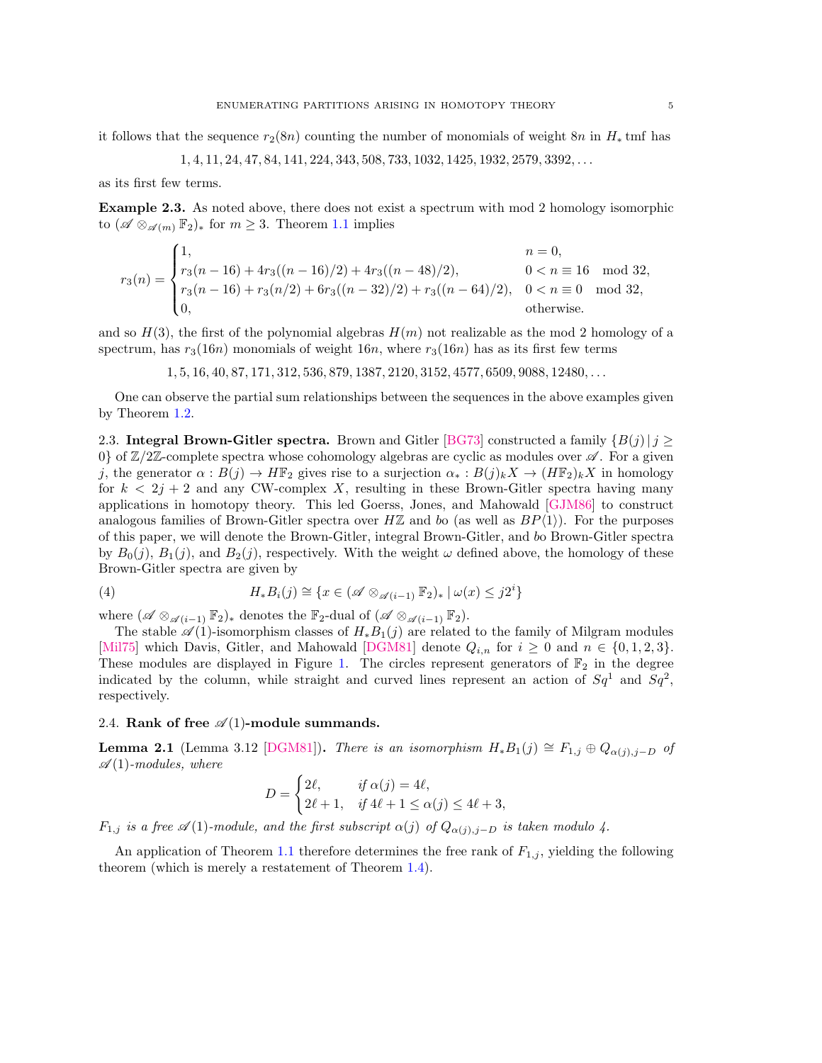it follows that the sequence $r_2(8n)$ counting the number of monomials of weight $8n$ in $H_* \mathrm{tmf}$ has

$$1, 4, 11, 24, 47, 84, 141, 224, 343, 508, 733, 1032, 1425, 1932, 2579, 3392, \ldots$$

as its first few terms.

**Example 2.3.** As noted above, there does not exist a spectrum with mod 2 homology isomorphic to $(\mathscr{A} \otimes_{\mathscr{A}(m)} \mathbb{F}_2)_*$ for $m \geq 3$. Theorem 1.1 implies

$$r_3(n) = \begin{cases} 1, & n = 0, \\ r_3(n-16) + 4r_3((n-16)/2) + 4r_3((n-48)/2), & 0 < n \equiv 16 \mod 32, \\ r_3(n-16) + r_3(n/2) + 6r_3((n-32)/2) + r_3((n-64)/2), & 0 < n \equiv 0 \mod 32, \\ 0, & \text{otherwise.} \end{cases}$$

and so $H(3)$, the first of the polynomial algebras $H(m)$ not realizable as the mod 2 homology of a spectrum, has $r_3(16n)$ monomials of weight $16n$, where $r_3(16n)$ has as its first few terms

$$1, 5, 16, 40, 87, 171, 312, 536, 879, 1387, 2120, 3152, 4577, 6509, 9088, 12480, \ldots$$

One can observe the partial sum relationships between the sequences in the above examples given by Theorem 1.2.

2.3. **Integral Brown-Gitler spectra.** Brown and Gitler [BG73] constructed a family $\{B(j) \mid j \geq 0\}$ of $\mathbb{Z}/2\mathbb{Z}$-complete spectra whose cohomology algebras are cyclic as modules over $\mathscr{A}$. For a given $j$, the generator $\alpha : B(j) \to H\mathbb{F}_2$ gives rise to a surjection $\alpha_* : B(j)_k X \to (H\mathbb{F}_2)_k X$ in homology for $k < 2j + 2$ and any CW-complex $X$, resulting in these Brown-Gitler spectra having many applications in homotopy theory. This led Goerss, Jones, and Mahowald [GJM86] to construct analogous families of Brown-Gitler spectra over $H\mathbb{Z}$ and $bo$ (as well as $BP\langle 1\rangle$). For the purposes of this paper, we will denote the Brown-Gitler, integral Brown-Gitler, and $bo$ Brown-Gitler spectra by $B_0(j)$, $B_1(j)$, and $B_2(j)$, respectively. With the weight $\omega$ defined above, the homology of these Brown-Gitler spectra are given by

$$H_* B_i(j) \cong \{x \in (\mathscr{A} \otimes_{\mathscr{A}(i-1)} \mathbb{F}_2)_* \mid \omega(x) \leq j2^i\} \tag{4}$$

where $(\mathscr{A} \otimes_{\mathscr{A}(i-1)} \mathbb{F}_2)_*$ denotes the $\mathbb{F}_2$-dual of $(\mathscr{A} \otimes_{\mathscr{A}(i-1)} \mathbb{F}_2)$.

The stable $\mathscr{A}(1)$-isomorphism classes of $H_* B_1(j)$ are related to the family of Milgram modules [Mil75] which Davis, Gitler, and Mahowald [DGM81] denote $Q_{i,n}$ for $i \geq 0$ and $n \in \{0, 1, 2, 3\}$. These modules are displayed in Figure 1. The circles represent generators of $\mathbb{F}_2$ in the degree indicated by the column, while straight and curved lines represent an action of $Sq^1$ and $Sq^2$, respectively.

2.4. **Rank of free $\mathscr{A}(1)$-module summands.**

**Lemma 2.1** (Lemma 3.12 [DGM81])**.** *There is an isomorphism $H_* B_1(j) \cong F_{1,j} \oplus Q_{\alpha(j), j-D}$ of $\mathscr{A}(1)$-modules, where*

$$D = \begin{cases} 2\ell, & \text{if } \alpha(j) = 4\ell, \\ 2\ell + 1, & \text{if } 4\ell + 1 \leq \alpha(j) \leq 4\ell + 3, \end{cases}$$

*$F_{1,j}$ is a free $\mathscr{A}(1)$-module, and the first subscript $\alpha(j)$ of $Q_{\alpha(j), j-D}$ is taken modulo 4.*

An application of Theorem 1.1 therefore determines the free rank of $F_{1,j}$, yielding the following theorem (which is merely a restatement of Theorem 1.4).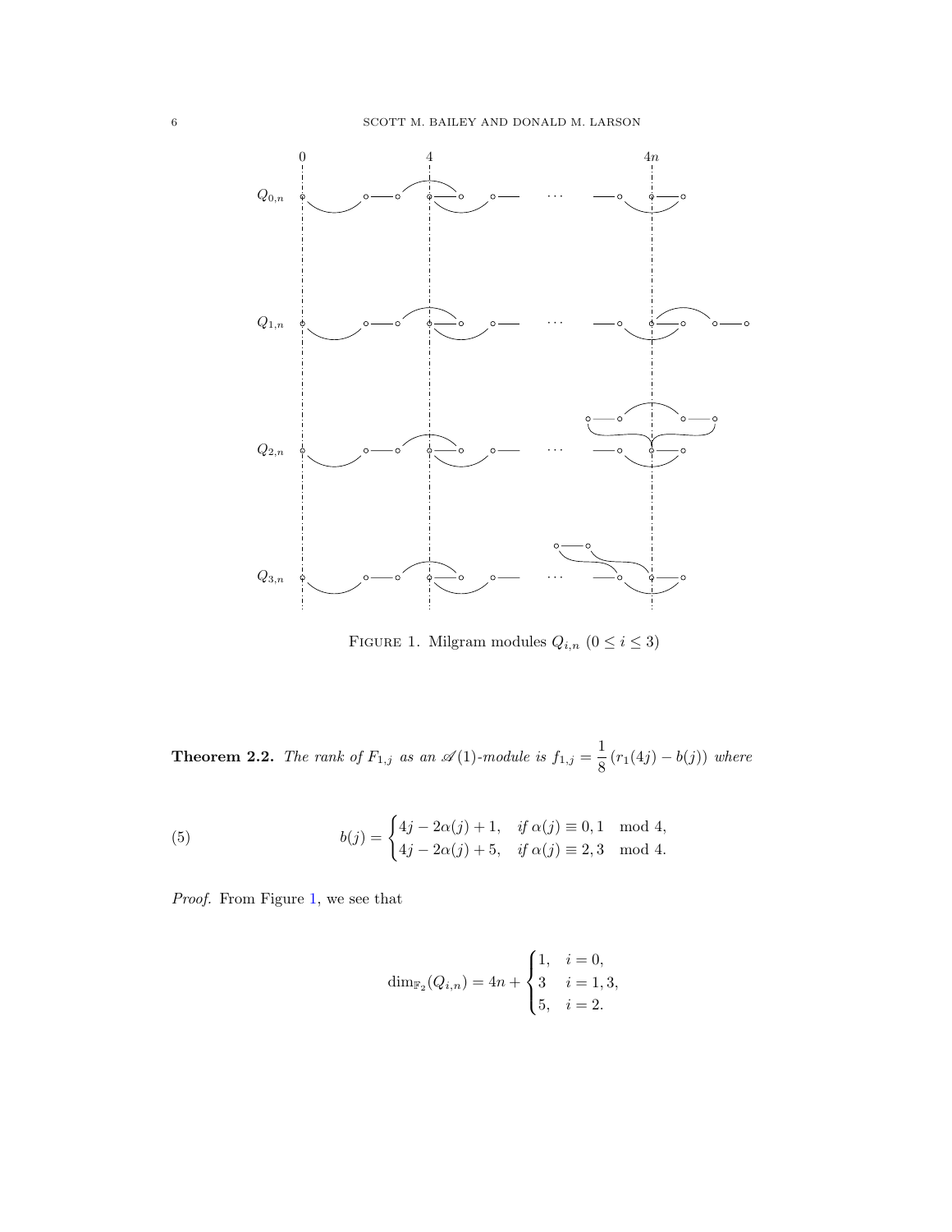FIGURE 1. Milgram modules $Q_{i,n}$ $(0 \le i \le 3)$

**Theorem 2.2.** *The rank of $F_{1,j}$ as an $\mathscr{A}(1)$-module is $f_{1,j} = \dfrac{1}{8}\left(r_1(4j) - b(j)\right)$ where*

$$
b(j) = \begin{cases} 4j - 2\alpha(j) + 1, & \text{if } \alpha(j) \equiv 0, 1 \mod 4, \\ 4j - 2\alpha(j) + 5, & \text{if } \alpha(j) \equiv 2, 3 \mod 4. \end{cases} \tag{5}
$$

*Proof.* From Figure 1, we see that

$$
\dim_{\mathbb{F}_2}(Q_{i,n}) = 4n + \begin{cases} 1, & i = 0, \\ 3 & i = 1, 3, \\ 5, & i = 2. \end{cases}
$$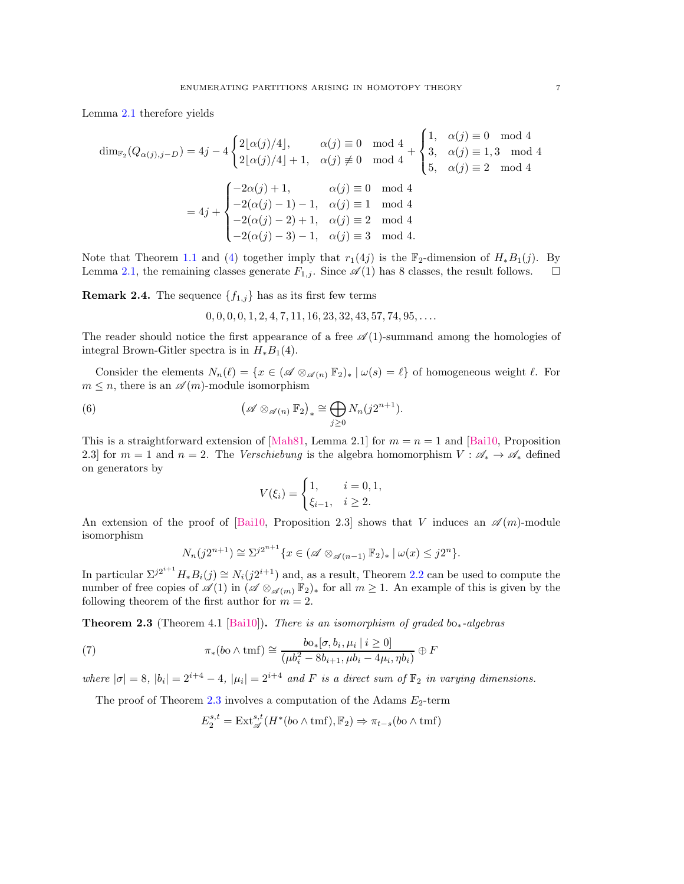Lemma 2.1 therefore yields

$$\dim_{\mathbb{F}_2}(Q_{\alpha(j),j-D}) = 4j - 4\begin{cases} 2\lfloor \alpha(j)/4 \rfloor, & \alpha(j) \equiv 0 \mod 4 \\ 2\lfloor \alpha(j)/4 \rfloor + 1, & \alpha(j) \not\equiv 0 \mod 4 \end{cases} + \begin{cases} 1, & \alpha(j) \equiv 0 \mod 4 \\ 3, & \alpha(j) \equiv 1,3 \mod 4 \\ 5, & \alpha(j) \equiv 2 \mod 4 \end{cases}$$

$$= 4j + \begin{cases} -2\alpha(j) + 1, & \alpha(j) \equiv 0 \mod 4 \\ -2(\alpha(j)-1) - 1, & \alpha(j) \equiv 1 \mod 4 \\ -2(\alpha(j)-2) + 1, & \alpha(j) \equiv 2 \mod 4 \\ -2(\alpha(j)-3) - 1, & \alpha(j) \equiv 3 \mod 4. \end{cases}$$

Note that Theorem 1.1 and (4) together imply that $r_1(4j)$ is the $\mathbb{F}_2$-dimension of $H_*B_1(j)$. By Lemma 2.1, the remaining classes generate $F_{1,j}$. Since $\mathscr{A}(1)$ has 8 classes, the result follows. $\square$

**Remark 2.4.** The sequence $\{f_{1,j}\}$ has as its first few terms

$$0, 0, 0, 0, 1, 2, 4, 7, 11, 16, 23, 32, 43, 57, 74, 95, \ldots.$$

The reader should notice the first appearance of a free $\mathscr{A}(1)$-summand among the homologies of integral Brown-Gitler spectra is in $H_*B_1(4)$.

Consider the elements $N_n(\ell) = \{x \in (\mathscr{A} \otimes_{\mathscr{A}(n)} \mathbb{F}_2)_* \mid \omega(s) = \ell\}$ of homogeneous weight $\ell$. For $m \leq n$, there is an $\mathscr{A}(m)$-module isomorphism

$$\left(\mathscr{A} \otimes_{\mathscr{A}(n)} \mathbb{F}_2\right)_* \cong \bigoplus_{j \geq 0} N_n(j2^{n+1}). \tag{6}$$

This is a straightforward extension of [Mah81, Lemma 2.1] for $m = n = 1$ and [Bai10, Proposition 2.3] for $m = 1$ and $n = 2$. The *Verschiebung* is the algebra homomorphism $V : \mathscr{A}_* \to \mathscr{A}_*$ defined on generators by

$$V(\xi_i) = \begin{cases} 1, & i = 0, 1, \\ \xi_{i-1}, & i \geq 2. \end{cases}$$

An extension of the proof of [Bai10, Proposition 2.3] shows that $V$ induces an $\mathscr{A}(m)$-module isomorphism

$$N_n(j2^{n+1}) \cong \Sigma^{j2^{n+1}}\{x \in (\mathscr{A} \otimes_{\mathscr{A}(n-1)} \mathbb{F}_2)_* \mid \omega(x) \leq j2^n\}.$$

In particular $\Sigma^{j2^{i+1}} H_*B_i(j) \cong N_i(j2^{i+1})$ and, as a result, Theorem 2.2 can be used to compute the number of free copies of $\mathscr{A}(1)$ in $(\mathscr{A} \otimes_{\mathscr{A}(m)} \mathbb{F}_2)_*$ for all $m \geq 1$. An example of this is given by the following theorem of the first author for $m = 2$.

**Theorem 2.3** (Theorem 4.1 [Bai10])**.** *There is an isomorphism of graded* $\mathrm{bo}_*$*-algebras*

$$\pi_*(bo \wedge \mathrm{tmf}) \cong \frac{\mathrm{bo}_*[\sigma, b_i, \mu_i \mid i \geq 0]}{(\mu b_i^2 - 8b_{i+1}, \mu b_i - 4\mu_i, \eta b_i)} \oplus F \tag{7}$$

*where* $|\sigma| = 8$, $|b_i| = 2^{i+4} - 4$, $|\mu_i| = 2^{i+4}$ *and* $F$ *is a direct sum of* $\mathbb{F}_2$ *in varying dimensions.*

The proof of Theorem 2.3 involves a computation of the Adams $E_2$-term

$$E_2^{s,t} = \mathrm{Ext}_{\mathscr{A}}^{s,t}(H^*(bo \wedge \mathrm{tmf}), \mathbb{F}_2) \Rightarrow \pi_{t-s}(bo \wedge \mathrm{tmf})$$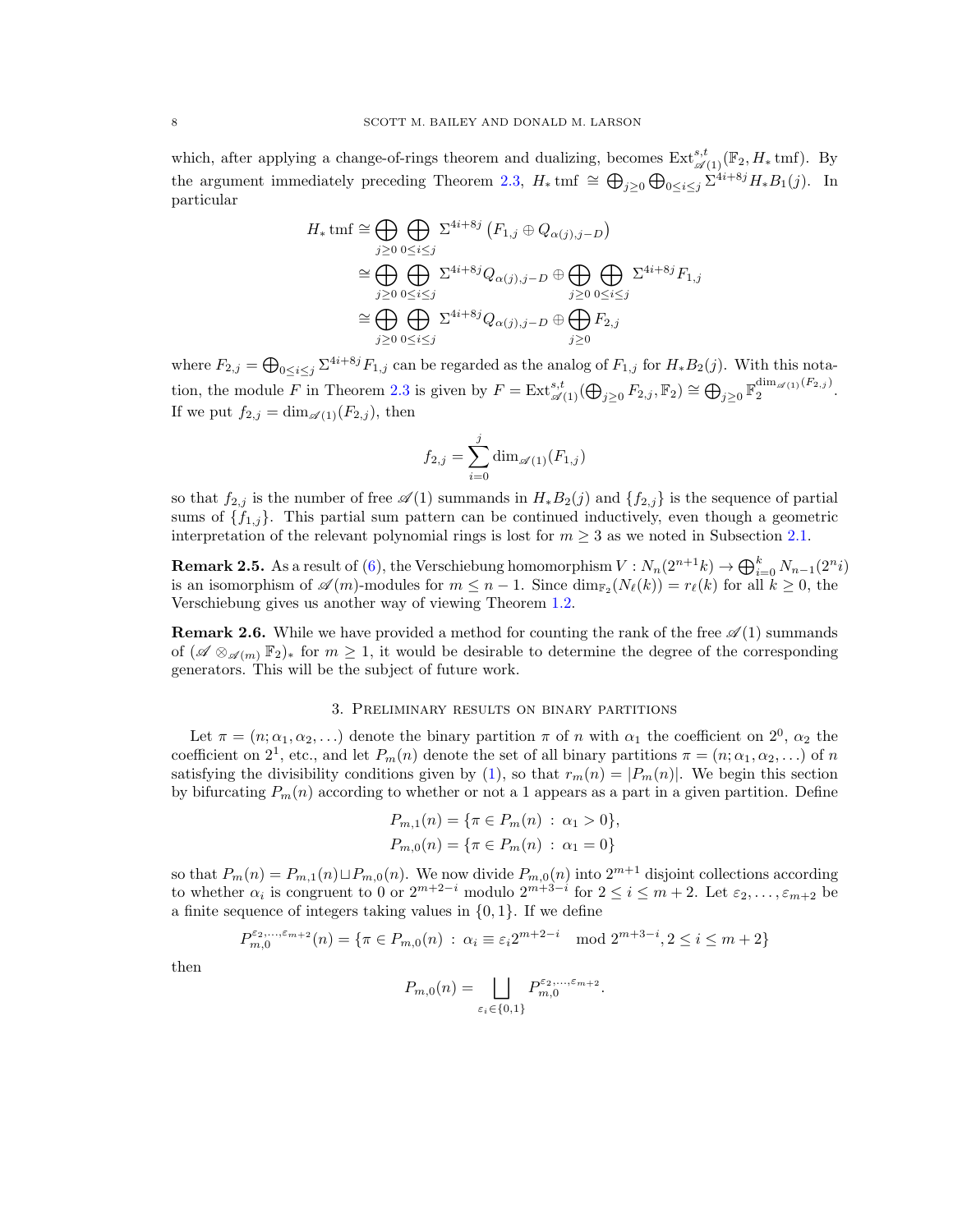which, after applying a change-of-rings theorem and dualizing, becomes $\mathrm{Ext}^{s,t}_{\mathscr{A}(1)}(\mathbb{F}_2, H_* \mathrm{tmf})$. By the argument immediately preceding Theorem 2.3, $H_* \mathrm{tmf} \cong \bigoplus_{j \geq 0} \bigoplus_{0 \leq i \leq j} \Sigma^{4i+8j} H_* B_1(j)$. In particular

$$
\begin{aligned}
H_* \mathrm{tmf} &\cong \bigoplus_{j \geq 0} \bigoplus_{0 \leq i \leq j} \Sigma^{4i+8j} \left( F_{1,j} \oplus Q_{\alpha(j), j-D} \right) \\
&\cong \bigoplus_{j \geq 0} \bigoplus_{0 \leq i \leq j} \Sigma^{4i+8j} Q_{\alpha(j), j-D} \oplus \bigoplus_{j \geq 0} \bigoplus_{0 \leq i \leq j} \Sigma^{4i+8j} F_{1,j} \\
&\cong \bigoplus_{j \geq 0} \bigoplus_{0 \leq i \leq j} \Sigma^{4i+8j} Q_{\alpha(j), j-D} \oplus \bigoplus_{j \geq 0} F_{2,j}
\end{aligned}
$$

where $F_{2,j} = \bigoplus_{0 \leq i \leq j} \Sigma^{4i+8j} F_{1,j}$ can be regarded as the analog of $F_{1,j}$ for $H_* B_2(j)$. With this notation, the module $F$ in Theorem 2.3 is given by $F = \mathrm{Ext}^{s,t}_{\mathscr{A}(1)}(\bigoplus_{j \geq 0} F_{2,j}, \mathbb{F}_2) \cong \bigoplus_{j \geq 0} \mathbb{F}_2^{\dim_{\mathscr{A}(1)}(F_{2,j})}$. If we put $f_{2,j} = \dim_{\mathscr{A}(1)}(F_{2,j})$, then

$$
f_{2,j} = \sum_{i=0}^{j} \dim_{\mathscr{A}(1)}(F_{1,j})
$$

so that $f_{2,j}$ is the number of free $\mathscr{A}(1)$ summands in $H_* B_2(j)$ and $\{f_{2,j}\}$ is the sequence of partial sums of $\{f_{1,j}\}$. This partial sum pattern can be continued inductively, even though a geometric interpretation of the relevant polynomial rings is lost for $m \geq 3$ as we noted in Subsection 2.1.

**Remark 2.5.** As a result of (6), the Verschiebung homomorphism $V : N_n(2^{n+1}k) \to \bigoplus_{i=0}^{k} N_{n-1}(2^n i)$ is an isomorphism of $\mathscr{A}(m)$-modules for $m \leq n-1$. Since $\dim_{\mathbb{F}_2}(N_\ell(k)) = r_\ell(k)$ for all $k \geq 0$, the Verschiebung gives us another way of viewing Theorem 1.2.

**Remark 2.6.** While we have provided a method for counting the rank of the free $\mathscr{A}(1)$ summands of $(\mathscr{A} \otimes_{\mathscr{A}(m)} \mathbb{F}_2)_*$ for $m \geq 1$, it would be desirable to determine the degree of the corresponding generators. This will be the subject of future work.

## 3. Preliminary results on binary partitions

Let $\pi = (n; \alpha_1, \alpha_2, \ldots)$ denote the binary partition $\pi$ of $n$ with $\alpha_1$ the coefficient on $2^0$, $\alpha_2$ the coefficient on $2^1$, etc., and let $P_m(n)$ denote the set of all binary partitions $\pi = (n; \alpha_1, \alpha_2, \ldots)$ of $n$ satisfying the divisibility conditions given by (1), so that $r_m(n) = |P_m(n)|$. We begin this section by bifurcating $P_m(n)$ according to whether or not a 1 appears as a part in a given partition. Define

$$
\begin{aligned}
P_{m,1}(n) &= \{\pi \in P_m(n) \,:\, \alpha_1 > 0\}, \\
P_{m,0}(n) &= \{\pi \in P_m(n) \,:\, \alpha_1 = 0\}
\end{aligned}
$$

so that $P_m(n) = P_{m,1}(n) \sqcup P_{m,0}(n)$. We now divide $P_{m,0}(n)$ into $2^{m+1}$ disjoint collections according to whether $\alpha_i$ is congruent to 0 or $2^{m+2-i}$ modulo $2^{m+3-i}$ for $2 \leq i \leq m+2$. Let $\varepsilon_2, \ldots, \varepsilon_{m+2}$ be a finite sequence of integers taking values in $\{0, 1\}$. If we define

$$
P_{m,0}^{\varepsilon_2, \ldots, \varepsilon_{m+2}}(n) = \{\pi \in P_{m,0}(n) \,:\, \alpha_i \equiv \varepsilon_i 2^{m+2-i} \mod 2^{m+3-i}, 2 \leq i \leq m+2\}
$$

then

$$
P_{m,0}(n) = \bigsqcup_{\varepsilon_i \in \{0,1\}} P_{m,0}^{\varepsilon_2, \ldots, \varepsilon_{m+2}}.
$$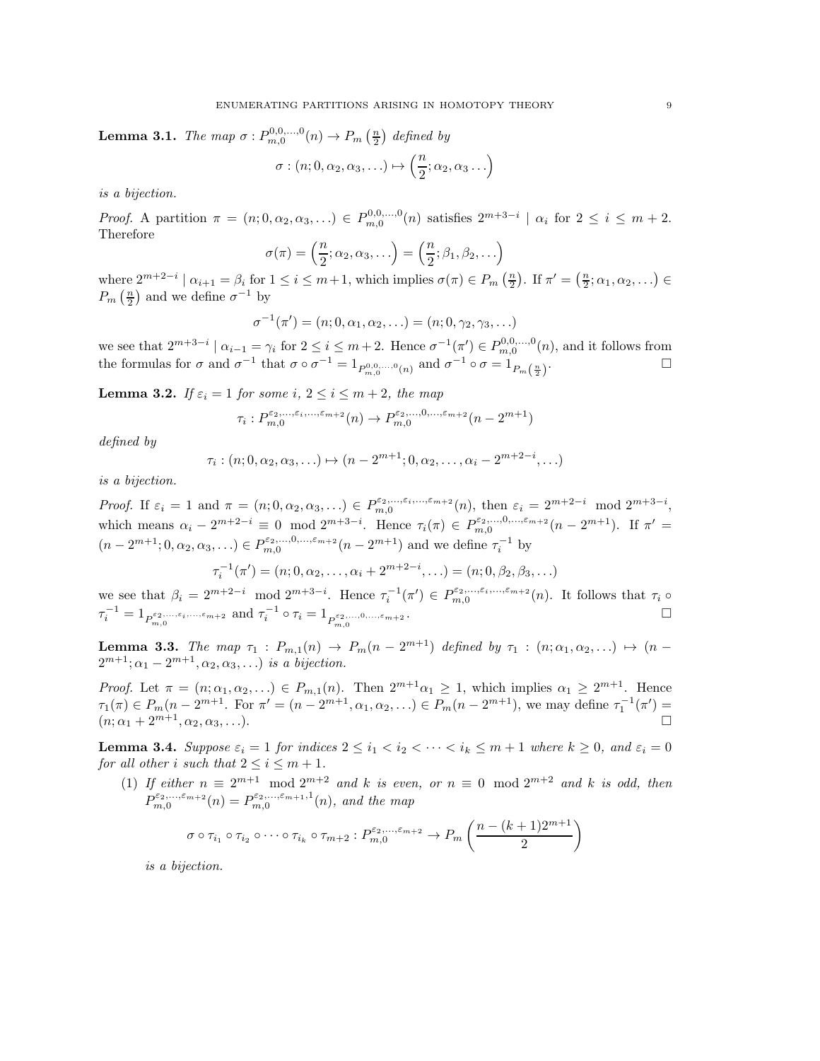**Lemma 3.1.** *The map* $\sigma : P_{m,0}^{0,0,\ldots,0}(n) \to P_m\left(\frac{n}{2}\right)$ *defined by*

$$\sigma : (n; 0, \alpha_2, \alpha_3, \ldots) \mapsto \left(\frac{n}{2}; \alpha_2, \alpha_3 \ldots\right)$$

*is a bijection.*

*Proof.* A partition $\pi = (n; 0, \alpha_2, \alpha_3, \ldots) \in P_{m,0}^{0,0,\ldots,0}(n)$ satisfies $2^{m+3-i} \mid \alpha_i$ for $2 \leq i \leq m+2$. Therefore

$$\sigma(\pi) = \left(\frac{n}{2}; \alpha_2, \alpha_3, \ldots\right) = \left(\frac{n}{2}; \beta_1, \beta_2, \ldots\right)$$

where $2^{m+2-i} \mid \alpha_{i+1} = \beta_i$ for $1 \leq i \leq m+1$, which implies $\sigma(\pi) \in P_m\left(\frac{n}{2}\right)$. If $\pi' = \left(\frac{n}{2}; \alpha_1, \alpha_2, \ldots\right) \in P_m\left(\frac{n}{2}\right)$ and we define $\sigma^{-1}$ by

$$\sigma^{-1}(\pi') = (n; 0, \alpha_1, \alpha_2, \ldots) = (n; 0, \gamma_2, \gamma_3, \ldots)$$

we see that $2^{m+3-i} \mid \alpha_{i-1} = \gamma_i$ for $2 \leq i \leq m+2$. Hence $\sigma^{-1}(\pi') \in P_{m,0}^{0,0,\ldots,0}(n)$, and it follows from the formulas for $\sigma$ and $\sigma^{-1}$ that $\sigma \circ \sigma^{-1} = 1_{P_{m,0}^{0,0,\ldots,0}(n)}$ and $\sigma^{-1} \circ \sigma = 1_{P_m\left(\frac{n}{2}\right)}$. $\square$

**Lemma 3.2.** *If* $\varepsilon_i = 1$ *for some* $i$, $2 \leq i \leq m+2$, *the map*

$$\tau_i : P_{m,0}^{\varepsilon_2,\ldots,\varepsilon_i,\ldots,\varepsilon_{m+2}}(n) \to P_{m,0}^{\varepsilon_2,\ldots,0,\ldots,\varepsilon_{m+2}}(n - 2^{m+1})$$

*defined by*

$$\tau_i : (n; 0, \alpha_2, \alpha_3, \ldots) \mapsto (n - 2^{m+1}; 0, \alpha_2, \ldots, \alpha_i - 2^{m+2-i}, \ldots)$$

*is a bijection.*

*Proof.* If $\varepsilon_i = 1$ and $\pi = (n; 0, \alpha_2, \alpha_3, \ldots) \in P_{m,0}^{\varepsilon_2,\ldots,\varepsilon_i,\ldots,\varepsilon_{m+2}}(n)$, then $\varepsilon_i = 2^{m+2-i} \mod 2^{m+3-i}$, which means $\alpha_i - 2^{m+2-i} \equiv 0 \mod 2^{m+3-i}$. Hence $\tau_i(\pi) \in P_{m,0}^{\varepsilon_2,\ldots,0,\ldots,\varepsilon_{m+2}}(n - 2^{m+1})$. If $\pi' = (n - 2^{m+1}; 0, \alpha_2, \alpha_3, \ldots) \in P_{m,0}^{\varepsilon_2,\ldots,0,\ldots,\varepsilon_{m+2}}(n - 2^{m+1})$ and we define $\tau_i^{-1}$ by

$$\tau_i^{-1}(\pi') = (n; 0, \alpha_2, \ldots, \alpha_i + 2^{m+2-i}, \ldots) = (n; 0, \beta_2, \beta_3, \ldots)$$

we see that $\beta_i = 2^{m+2-i} \mod 2^{m+3-i}$. Hence $\tau_i^{-1}(\pi') \in P_{m,0}^{\varepsilon_2,\ldots,\varepsilon_i,\ldots,\varepsilon_{m+2}}(n)$. It follows that $\tau_i \circ \tau_i^{-1} = 1_{P_{m,0}^{\varepsilon_2,\ldots,\varepsilon_i,\ldots,\varepsilon_{m+2}}}$ and $\tau_i^{-1} \circ \tau_i = 1_{P_{m,0}^{\varepsilon_2,\ldots,0,\ldots,\varepsilon_{m+2}}}$. $\square$

**Lemma 3.3.** *The map* $\tau_1 : P_{m,1}(n) \to P_m(n - 2^{m+1})$ *defined by* $\tau_1 : (n; \alpha_1, \alpha_2, \ldots) \mapsto (n - 2^{m+1}; \alpha_1 - 2^{m+1}, \alpha_2, \alpha_3, \ldots)$ *is a bijection.*

*Proof.* Let $\pi = (n; \alpha_1, \alpha_2, \ldots) \in P_{m,1}(n)$. Then $2^{m+1}\alpha_1 \geq 1$, which implies $\alpha_1 \geq 2^{m+1}$. Hence $\tau_1(\pi) \in P_m(n - 2^{m+1}$. For $\pi' = (n - 2^{m+1}, \alpha_1, \alpha_2, \ldots) \in P_m(n - 2^{m+1})$, we may define $\tau_1^{-1}(\pi') = (n; \alpha_1 + 2^{m+1}, \alpha_2, \alpha_3, \ldots)$. $\square$

**Lemma 3.4.** *Suppose* $\varepsilon_i = 1$ *for indices* $2 \leq i_1 < i_2 < \cdots < i_k \leq m+1$ *where* $k \geq 0$, *and* $\varepsilon_i = 0$ *for all other* $i$ *such that* $2 \leq i \leq m+1$.

(1) *If either* $n \equiv 2^{m+1} \mod 2^{m+2}$ *and* $k$ *is even, or* $n \equiv 0 \mod 2^{m+2}$ *and* $k$ *is odd, then* $P_{m,0}^{\varepsilon_2,\ldots,\varepsilon_{m+2}}(n) = P_{m,0}^{\varepsilon_2,\ldots,\varepsilon_{m+1},1}(n)$, *and the map*

$$\sigma \circ \tau_{i_1} \circ \tau_{i_2} \circ \cdots \circ \tau_{i_k} \circ \tau_{m+2} : P_{m,0}^{\varepsilon_2,\ldots,\varepsilon_{m+2}} \to P_m\left(\frac{n - (k+1)2^{m+1}}{2}\right)$$

*is a bijection.*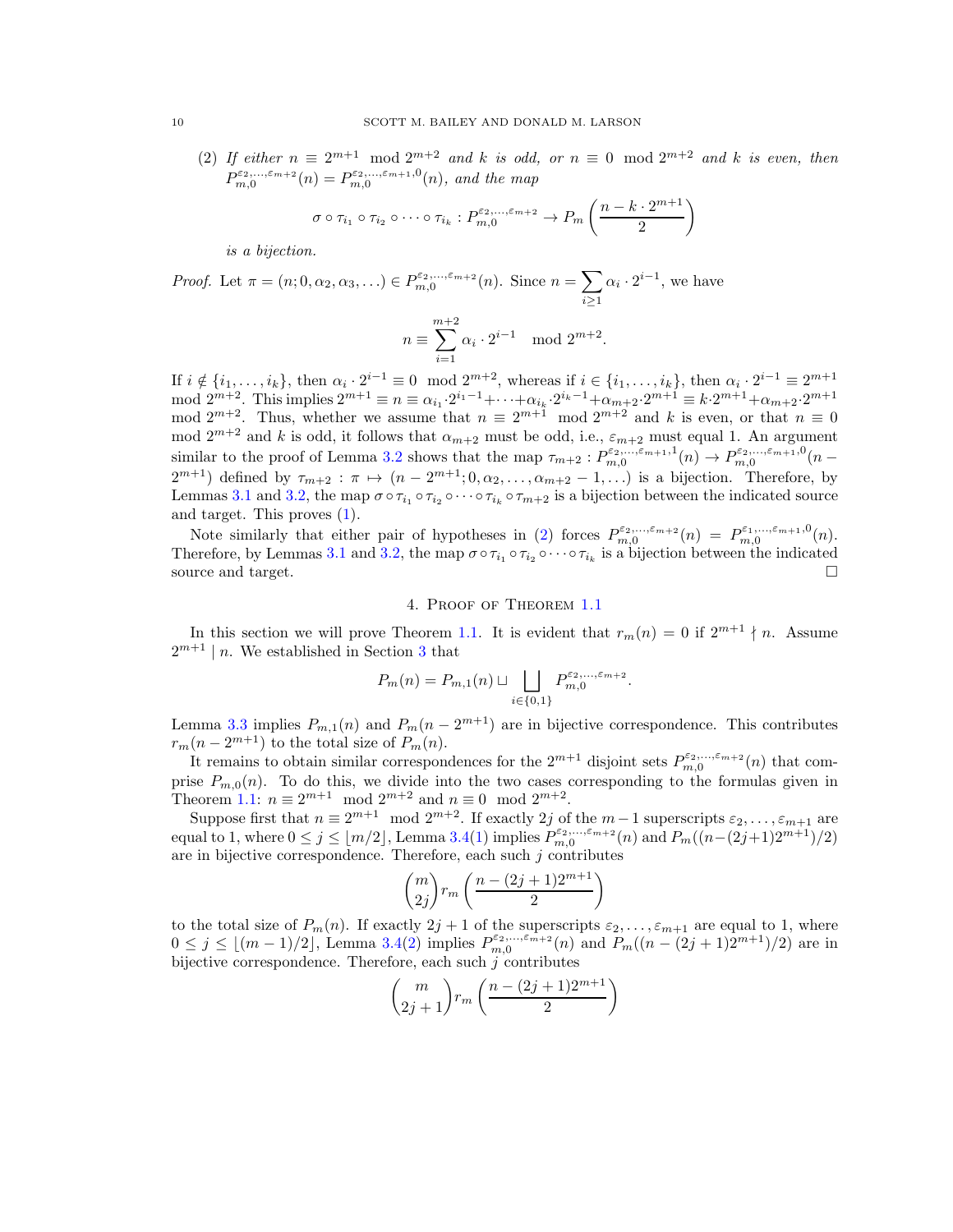(2) *If either $n \equiv 2^{m+1} \mod 2^{m+2}$ and $k$ is odd, or $n \equiv 0 \mod 2^{m+2}$ and $k$ is even, then $P_{m,0}^{\varepsilon_2,\ldots,\varepsilon_{m+2}}(n) = P_{m,0}^{\varepsilon_2,\ldots,\varepsilon_{m+1},0}(n)$, and the map*

$$\sigma \circ \tau_{i_1} \circ \tau_{i_2} \circ \cdots \circ \tau_{i_k} : P_{m,0}^{\varepsilon_2,\ldots,\varepsilon_{m+2}} \to P_m\left(\frac{n - k \cdot 2^{m+1}}{2}\right)$$

*is a bijection.*

*Proof.* Let $\pi = (n; 0, \alpha_2, \alpha_3, \ldots) \in P_{m,0}^{\varepsilon_2,\ldots,\varepsilon_{m+2}}(n)$. Since $n = \sum_{i \geq 1} \alpha_i \cdot 2^{i-1}$, we have

$$n \equiv \sum_{i=1}^{m+2} \alpha_i \cdot 2^{i-1} \mod 2^{m+2}.$$

If $i \notin \{i_1, \ldots, i_k\}$, then $\alpha_i \cdot 2^{i-1} \equiv 0 \mod 2^{m+2}$, whereas if $i \in \{i_1, \ldots, i_k\}$, then $\alpha_i \cdot 2^{i-1} \equiv 2^{m+1} \mod 2^{m+2}$. This implies $2^{m+1} \equiv n \equiv \alpha_{i_1} \cdot 2^{i_1-1} + \cdots + \alpha_{i_k} \cdot 2^{i_k-1} + \alpha_{m+2} \cdot 2^{m+1} \equiv k \cdot 2^{m+1} + \alpha_{m+2} \cdot 2^{m+1} \mod 2^{m+2}$. Thus, whether we assume that $n \equiv 2^{m+1} \mod 2^{m+2}$ and $k$ is even, or that $n \equiv 0 \mod 2^{m+2}$ and $k$ is odd, it follows that $\alpha_{m+2}$ must be odd, i.e., $\varepsilon_{m+2}$ must equal 1. An argument similar to the proof of Lemma 3.2 shows that the map $\tau_{m+2} : P_{m,0}^{\varepsilon_2,\ldots,\varepsilon_{m+1},1}(n) \to P_{m,0}^{\varepsilon_2,\ldots,\varepsilon_{m+1},0}(n - 2^{m+1})$ defined by $\tau_{m+2} : \pi \mapsto (n - 2^{m+1}; 0, \alpha_2, \ldots, \alpha_{m+2} - 1, \ldots)$ is a bijection. Therefore, by Lemmas 3.1 and 3.2, the map $\sigma \circ \tau_{i_1} \circ \tau_{i_2} \circ \cdots \circ \tau_{i_k} \circ \tau_{m+2}$ is a bijection between the indicated source and target. This proves (1).

Note similarly that either pair of hypotheses in (2) forces $P_{m,0}^{\varepsilon_2,\ldots,\varepsilon_{m+2}}(n) = P_{m,0}^{\varepsilon_1,\ldots,\varepsilon_{m+1},0}(n)$. Therefore, by Lemmas 3.1 and 3.2, the map $\sigma \circ \tau_{i_1} \circ \tau_{i_2} \circ \cdots \circ \tau_{i_k}$ is a bijection between the indicated source and target. $\square$

## 4. Proof of Theorem 1.1

In this section we will prove Theorem 1.1. It is evident that $r_m(n) = 0$ if $2^{m+1} \nmid n$. Assume $2^{m+1} \mid n$. We established in Section 3 that

$$P_m(n) = P_{m,1}(n) \sqcup \bigsqcup_{i \in \{0,1\}} P_{m,0}^{\varepsilon_2,\ldots,\varepsilon_{m+2}}.$$

Lemma 3.3 implies $P_{m,1}(n)$ and $P_m(n - 2^{m+1})$ are in bijective correspondence. This contributes $r_m(n - 2^{m+1})$ to the total size of $P_m(n)$.

It remains to obtain similar correspondences for the $2^{m+1}$ disjoint sets $P_{m,0}^{\varepsilon_2,\ldots,\varepsilon_{m+2}}(n)$ that comprise $P_{m,0}(n)$. To do this, we divide into the two cases corresponding to the formulas given in Theorem 1.1: $n \equiv 2^{m+1} \mod 2^{m+2}$ and $n \equiv 0 \mod 2^{m+2}$.

Suppose first that $n \equiv 2^{m+1} \mod 2^{m+2}$. If exactly $2j$ of the $m-1$ superscripts $\varepsilon_2, \ldots, \varepsilon_{m+1}$ are equal to 1, where $0 \leq j \leq \lfloor m/2 \rfloor$, Lemma 3.4(1) implies $P_{m,0}^{\varepsilon_2,\ldots,\varepsilon_{m+2}}(n)$ and $P_m((n-(2j+1)2^{m+1})/2)$ are in bijective correspondence. Therefore, each such $j$ contributes

$$\binom{m}{2j} r_m\left(\frac{n - (2j+1)2^{m+1}}{2}\right)$$

to the total size of $P_m(n)$. If exactly $2j+1$ of the superscripts $\varepsilon_2, \ldots, \varepsilon_{m+1}$ are equal to 1, where $0 \leq j \leq \lfloor (m-1)/2 \rfloor$, Lemma 3.4(2) implies $P_{m,0}^{\varepsilon_2,\ldots,\varepsilon_{m+2}}(n)$ and $P_m((n - (2j+1)2^{m+1})/2)$ are in bijective correspondence. Therefore, each such $j$ contributes

$$\binom{m}{2j+1} r_m\left(\frac{n - (2j+1)2^{m+1}}{2}\right)$$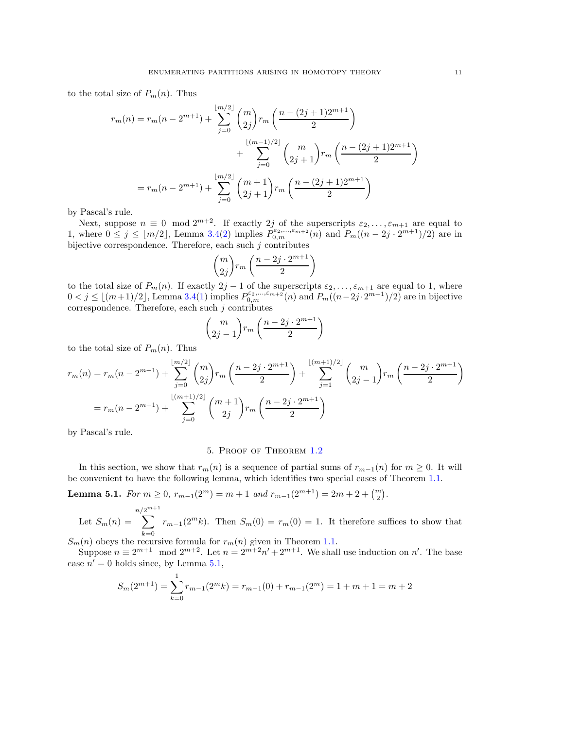to the total size of $P_m(n)$. Thus

$$
\begin{aligned}
r_m(n) &= r_m(n-2^{m+1}) + \sum_{j=0}^{\lfloor m/2 \rfloor} \binom{m}{2j} r_m\left(\frac{n-(2j+1)2^{m+1}}{2}\right) \\
&\qquad\qquad + \sum_{j=0}^{\lfloor (m-1)/2 \rfloor} \binom{m}{2j+1} r_m\left(\frac{n-(2j+1)2^{m+1}}{2}\right) \\
&= r_m(n-2^{m+1}) + \sum_{j=0}^{\lfloor m/2 \rfloor} \binom{m+1}{2j+1} r_m\left(\frac{n-(2j+1)2^{m+1}}{2}\right)
\end{aligned}
$$

by Pascal's rule.

Next, suppose $n \equiv 0 \mod 2^{m+2}$. If exactly $2j$ of the superscripts $\varepsilon_2, \ldots, \varepsilon_{m+1}$ are equal to 1, where $0 \le j \le \lfloor m/2 \rfloor$, Lemma 3.4(2) implies $P_{0,m}^{\varepsilon_2,\ldots,\varepsilon_{m+2}}(n)$ and $P_m((n-2j\cdot 2^{m+1})/2)$ are in bijective correspondence. Therefore, each such $j$ contributes

$$
\binom{m}{2j} r_m\left(\frac{n-2j\cdot 2^{m+1}}{2}\right)
$$

to the total size of $P_m(n)$. If exactly $2j-1$ of the superscripts $\varepsilon_2, \ldots, \varepsilon_{m+1}$ are equal to 1, where $0 < j \le \lfloor (m+1)/2 \rfloor$, Lemma 3.4(1) implies $P_{0,m}^{\varepsilon_2,\ldots,\varepsilon_{m+2}}(n)$ and $P_m((n-2j\cdot 2^{m+1})/2)$ are in bijective correspondence. Therefore, each such $j$ contributes

$$
\binom{m}{2j-1} r_m\left(\frac{n-2j\cdot 2^{m+1}}{2}\right)
$$

to the total size of $P_m(n)$. Thus

$$
\begin{aligned}
r_m(n) &= r_m(n-2^{m+1}) + \sum_{j=0}^{\lfloor m/2 \rfloor} \binom{m}{2j} r_m\left(\frac{n-2j\cdot 2^{m+1}}{2}\right) + \sum_{j=1}^{\lfloor (m+1)/2 \rfloor} \binom{m}{2j-1} r_m\left(\frac{n-2j\cdot 2^{m+1}}{2}\right) \\
&= r_m(n-2^{m+1}) + \sum_{j=0}^{\lfloor (m+1)/2 \rfloor} \binom{m+1}{2j} r_m\left(\frac{n-2j\cdot 2^{m+1}}{2}\right)
\end{aligned}
$$

by Pascal's rule.

## 5. Proof of Theorem 1.2

In this section, we show that $r_m(n)$ is a sequence of partial sums of $r_{m-1}(n)$ for $m \ge 0$. It will be convenient to have the following lemma, which identifies two special cases of Theorem 1.1.

**Lemma 5.1.** *For $m \ge 0$, $r_{m-1}(2^m) = m+1$ and $r_{m-1}(2^{m+1}) = 2m+2+\binom{m}{2}$.*

Let $S_m(n) = \displaystyle\sum_{k=0}^{n/2^{m+1}} r_{m-1}(2^m k)$. Then $S_m(0) = r_m(0) = 1$. It therefore suffices to show that $S_m(n)$ obeys the recursive formula for $r_m(n)$ given in Theorem 1.1.

Suppose $n \equiv 2^{m+1} \mod 2^{m+2}$. Let $n = 2^{m+2}n' + 2^{m+1}$. We shall use induction on $n'$. The base case $n' = 0$ holds since, by Lemma 5.1,

$$
S_m(2^{m+1}) = \sum_{k=0}^{1} r_{m-1}(2^m k) = r_{m-1}(0) + r_{m-1}(2^m) = 1 + m + 1 = m + 2
$$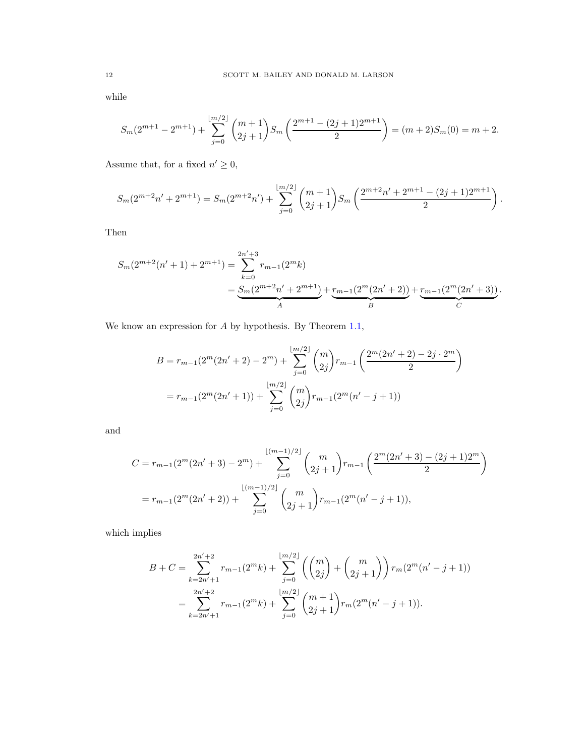while

$$S_m(2^{m+1} - 2^{m+1}) + \sum_{j=0}^{\lfloor m/2 \rfloor} \binom{m+1}{2j+1} S_m\left(\frac{2^{m+1} - (2j+1)2^{m+1}}{2}\right) = (m+2)S_m(0) = m+2.$$

Assume that, for a fixed $n' \geq 0$,

$$S_m(2^{m+2}n' + 2^{m+1}) = S_m(2^{m+2}n') + \sum_{j=0}^{\lfloor m/2 \rfloor} \binom{m+1}{2j+1} S_m\left(\frac{2^{m+2}n' + 2^{m+1} - (2j+1)2^{m+1}}{2}\right).$$

Then

$$\begin{aligned}
S_m(2^{m+2}(n'+1) + 2^{m+1}) &= \sum_{k=0}^{2n'+3} r_{m-1}(2^m k) \\
&= \underbrace{S_m(2^{m+2}n' + 2^{m+1})}_{A} + \underbrace{r_{m-1}(2^m(2n'+2))}_{B} + \underbrace{r_{m-1}(2^m(2n'+3))}_{C}.
\end{aligned}$$

We know an expression for $A$ by hypothesis. By Theorem 1.1,

$$\begin{aligned}
B &= r_{m-1}(2^m(2n'+2) - 2^m) + \sum_{j=0}^{\lfloor m/2 \rfloor} \binom{m}{2j} r_{m-1}\left(\frac{2^m(2n'+2) - 2j \cdot 2^m}{2}\right) \\
&= r_{m-1}(2^m(2n'+1)) + \sum_{j=0}^{\lfloor m/2 \rfloor} \binom{m}{2j} r_{m-1}(2^m(n'-j+1))
\end{aligned}$$

and

$$\begin{aligned}
C &= r_{m-1}(2^m(2n'+3) - 2^m) + \sum_{j=0}^{\lfloor (m-1)/2 \rfloor} \binom{m}{2j+1} r_{m-1}\left(\frac{2^m(2n'+3) - (2j+1)2^m}{2}\right) \\
&= r_{m-1}(2^m(2n'+2)) + \sum_{j=0}^{\lfloor (m-1)/2 \rfloor} \binom{m}{2j+1} r_{m-1}(2^m(n'-j+1)),
\end{aligned}$$

which implies

$$\begin{aligned}
B + C &= \sum_{k=2n'+1}^{2n'+2} r_{m-1}(2^m k) + \sum_{j=0}^{\lfloor m/2 \rfloor} \left(\binom{m}{2j} + \binom{m}{2j+1}\right) r_m(2^m(n'-j+1)) \\
&= \sum_{k=2n'+1}^{2n'+2} r_{m-1}(2^m k) + \sum_{j=0}^{\lfloor m/2 \rfloor} \binom{m+1}{2j+1} r_m(2^m(n'-j+1)).
\end{aligned}$$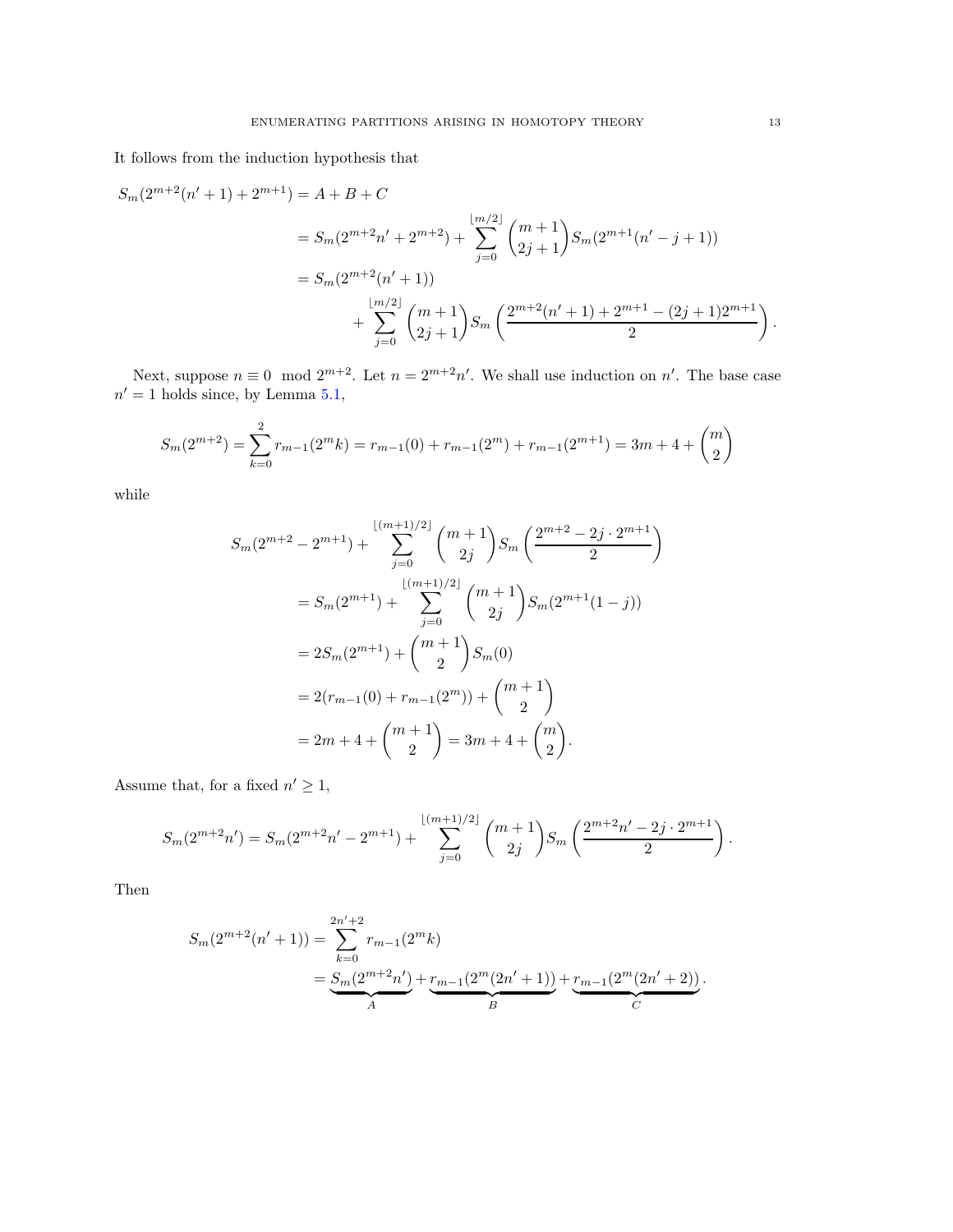It follows from the induction hypothesis that

$$
\begin{aligned}
S_m(2^{m+2}(n'+1)+2^{m+1}) &= A+B+C \\
&= S_m(2^{m+2}n'+2^{m+2}) + \sum_{j=0}^{\lfloor m/2\rfloor} \binom{m+1}{2j+1} S_m(2^{m+1}(n'-j+1)) \\
&= S_m(2^{m+2}(n'+1)) \\
&\qquad + \sum_{j=0}^{\lfloor m/2\rfloor} \binom{m+1}{2j+1} S_m\left(\frac{2^{m+2}(n'+1)+2^{m+1}-(2j+1)2^{m+1}}{2}\right).
\end{aligned}
$$

Next, suppose $n \equiv 0 \mod 2^{m+2}$. Let $n = 2^{m+2}n'$. We shall use induction on $n'$. The base case $n' = 1$ holds since, by Lemma 5.1,

$$
S_m(2^{m+2}) = \sum_{k=0}^{2} r_{m-1}(2^m k) = r_{m-1}(0) + r_{m-1}(2^m) + r_{m-1}(2^{m+1}) = 3m+4+\binom{m}{2}
$$

while

$$
\begin{aligned}
S_m(2^{m+2}-2^{m+1}) &+ \sum_{j=0}^{\lfloor (m+1)/2\rfloor} \binom{m+1}{2j} S_m\left(\frac{2^{m+2}-2j\cdot 2^{m+1}}{2}\right) \\
&= S_m(2^{m+1}) + \sum_{j=0}^{\lfloor (m+1)/2\rfloor} \binom{m+1}{2j} S_m(2^{m+1}(1-j)) \\
&= 2S_m(2^{m+1}) + \binom{m+1}{2} S_m(0) \\
&= 2(r_{m-1}(0)+r_{m-1}(2^m)) + \binom{m+1}{2} \\
&= 2m+4+\binom{m+1}{2} = 3m+4+\binom{m}{2}.
\end{aligned}
$$

Assume that, for a fixed $n' \geq 1$,

$$
S_m(2^{m+2}n') = S_m(2^{m+2}n'-2^{m+1}) + \sum_{j=0}^{\lfloor (m+1)/2\rfloor} \binom{m+1}{2j} S_m\left(\frac{2^{m+2}n'-2j\cdot 2^{m+1}}{2}\right).
$$

Then

$$
\begin{aligned}
S_m(2^{m+2}(n'+1)) &= \sum_{k=0}^{2n'+2} r_{m-1}(2^m k) \\
&= \underbrace{S_m(2^{m+2}n')}_{A} + \underbrace{r_{m-1}(2^m(2n'+1))}_{B} + \underbrace{r_{m-1}(2^m(2n'+2))}_{C}.
\end{aligned}
$$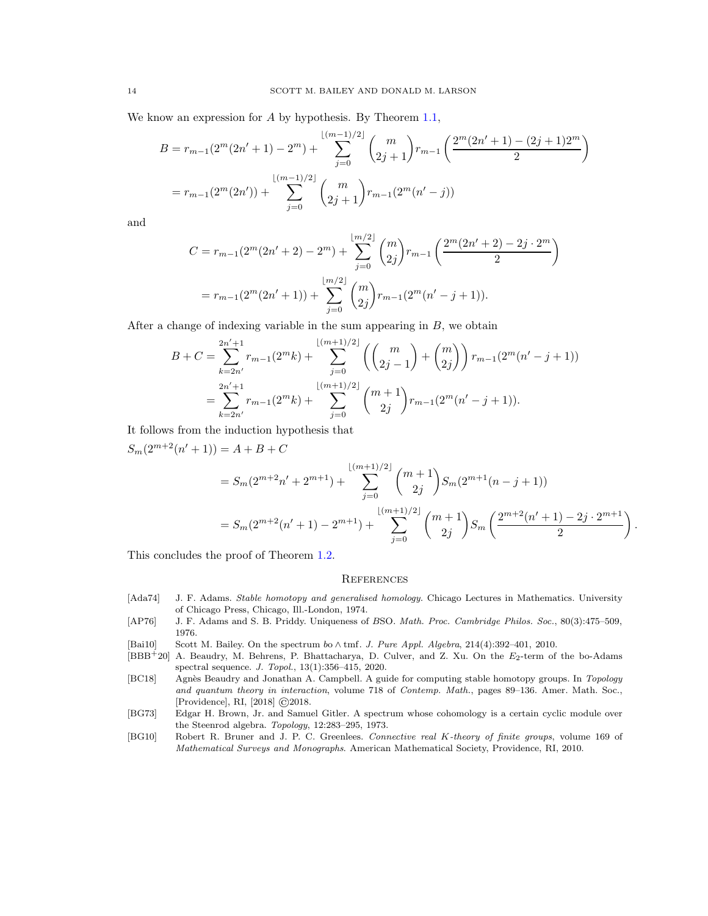We know an expression for $A$ by hypothesis. By Theorem 1.1,

$$\begin{aligned}
B &= r_{m-1}(2^m(2n'+1) - 2^m) + \sum_{j=0}^{\lfloor (m-1)/2 \rfloor} \binom{m}{2j+1} r_{m-1}\left( \frac{2^m(2n'+1) - (2j+1)2^m}{2} \right) \\
&= r_{m-1}(2^m(2n')) + \sum_{j=0}^{\lfloor (m-1)/2 \rfloor} \binom{m}{2j+1} r_{m-1}(2^m(n'-j))
\end{aligned}$$

and

$$\begin{aligned}
C &= r_{m-1}(2^m(2n'+2) - 2^m) + \sum_{j=0}^{\lfloor m/2 \rfloor} \binom{m}{2j} r_{m-1}\left( \frac{2^m(2n'+2) - 2j \cdot 2^m}{2} \right) \\
&= r_{m-1}(2^m(2n'+1)) + \sum_{j=0}^{\lfloor m/2 \rfloor} \binom{m}{2j} r_{m-1}(2^m(n'-j+1)).
\end{aligned}$$

After a change of indexing variable in the sum appearing in $B$, we obtain

$$\begin{aligned}
B + C &= \sum_{k=2n'}^{2n'+1} r_{m-1}(2^m k) + \sum_{j=0}^{\lfloor (m+1)/2 \rfloor} \left( \binom{m}{2j-1} + \binom{m}{2j} \right) r_{m-1}(2^m(n'-j+1)) \\
&= \sum_{k=2n'}^{2n'+1} r_{m-1}(2^m k) + \sum_{j=0}^{\lfloor (m+1)/2 \rfloor} \binom{m+1}{2j} r_{m-1}(2^m(n'-j+1)).
\end{aligned}$$

It follows from the induction hypothesis that

$$\begin{aligned}
S_m(2^{m+2}(n'+1)) &= A + B + C \\
&= S_m(2^{m+2}n' + 2^{m+1}) + \sum_{j=0}^{\lfloor (m+1)/2 \rfloor} \binom{m+1}{2j} S_m(2^{m+1}(n-j+1)) \\
&= S_m(2^{m+2}(n'+1) - 2^{m+1}) + \sum_{j=0}^{\lfloor (m+1)/2 \rfloor} \binom{m+1}{2j} S_m\left( \frac{2^{m+2}(n'+1) - 2j \cdot 2^{m+1}}{2} \right).
\end{aligned}$$

This concludes the proof of Theorem 1.2.

## References

[Ada74] J. F. Adams. *Stable homotopy and generalised homology*. Chicago Lectures in Mathematics. University of Chicago Press, Chicago, Ill.-London, 1974.

[AP76] J. F. Adams and S. B. Priddy. Uniqueness of $B\mathrm{SO}$. *Math. Proc. Cambridge Philos. Soc.*, 80(3):475–509, 1976.

[Bai10] Scott M. Bailey. On the spectrum $bo \wedge \mathrm{tmf}$. *J. Pure Appl. Algebra*, 214(4):392–401, 2010.

[BBB+20] A. Beaudry, M. Behrens, P. Bhattacharya, D. Culver, and Z. Xu. On the $E_2$-term of the bo-Adams spectral sequence. *J. Topol.*, 13(1):356–415, 2020.

[BC18] Agnès Beaudry and Jonathan A. Campbell. A guide for computing stable homotopy groups. In *Topology and quantum theory in interaction*, volume 718 of *Contemp. Math.*, pages 89–136. Amer. Math. Soc., [Providence], RI, [2018] ©2018.

[BG73] Edgar H. Brown, Jr. and Samuel Gitler. A spectrum whose cohomology is a certain cyclic module over the Steenrod algebra. *Topology*, 12:283–295, 1973.

[BG10] Robert R. Bruner and J. P. C. Greenlees. *Connective real K-theory of finite groups*, volume 169 of *Mathematical Surveys and Monographs*. American Mathematical Society, Providence, RI, 2010.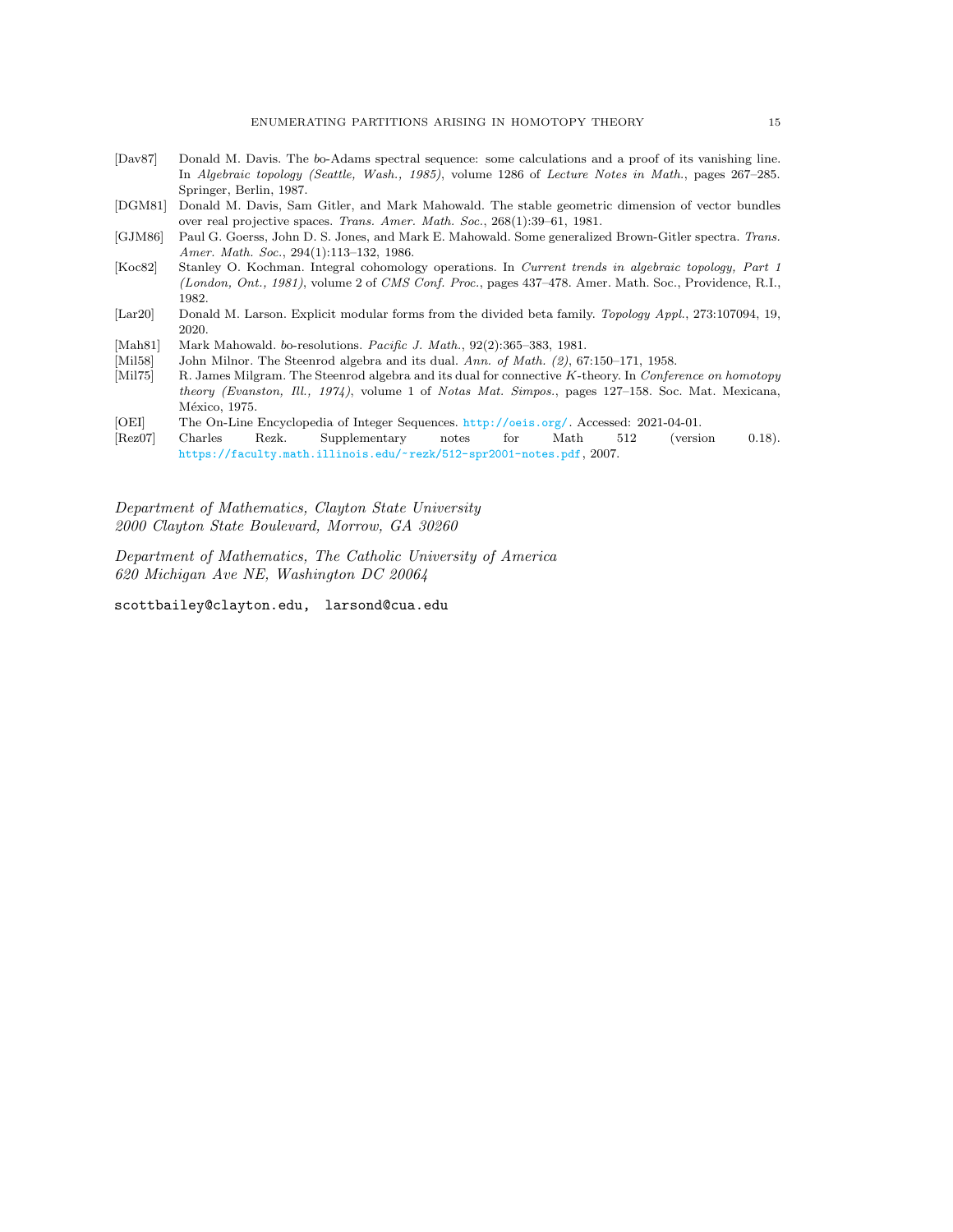[Dav87] Donald M. Davis. The *bo*-Adams spectral sequence: some calculations and a proof of its vanishing line. In *Algebraic topology (Seattle, Wash., 1985)*, volume 1286 of *Lecture Notes in Math.*, pages 267–285. Springer, Berlin, 1987.

[DGM81] Donald M. Davis, Sam Gitler, and Mark Mahowald. The stable geometric dimension of vector bundles over real projective spaces. *Trans. Amer. Math. Soc.*, 268(1):39–61, 1981.

[GJM86] Paul G. Goerss, John D. S. Jones, and Mark E. Mahowald. Some generalized Brown-Gitler spectra. *Trans. Amer. Math. Soc.*, 294(1):113–132, 1986.

[Koc82] Stanley O. Kochman. Integral cohomology operations. In *Current trends in algebraic topology, Part 1 (London, Ont., 1981)*, volume 2 of *CMS Conf. Proc.*, pages 437–478. Amer. Math. Soc., Providence, R.I., 1982.

[Lar20] Donald M. Larson. Explicit modular forms from the divided beta family. *Topology Appl.*, 273:107094, 19, 2020.

[Mah81] Mark Mahowald. *bo*-resolutions. *Pacific J. Math.*, 92(2):365–383, 1981.

[Mil58] John Milnor. The Steenrod algebra and its dual. *Ann. of Math. (2)*, 67:150–171, 1958.

[Mil75] R. James Milgram. The Steenrod algebra and its dual for connective $K$-theory. In *Conference on homotopy theory (Evanston, Ill., 1974)*, volume 1 of *Notas Mat. Simpos.*, pages 127–158. Soc. Mat. Mexicana, México, 1975.

[OEI] The On-Line Encyclopedia of Integer Sequences. http://oeis.org/. Accessed: 2021-04-01.

[Rez07] Charles Rezk. Supplementary notes for Math 512 (version 0.18). https://faculty.math.illinois.edu/~rezk/512-spr2001-notes.pdf, 2007.

*Department of Mathematics, Clayton State University*
*2000 Clayton State Boulevard, Morrow, GA 30260*

*Department of Mathematics, The Catholic University of America*
*620 Michigan Ave NE, Washington DC 20064*

scottbailey@clayton.edu, larsond@cua.edu